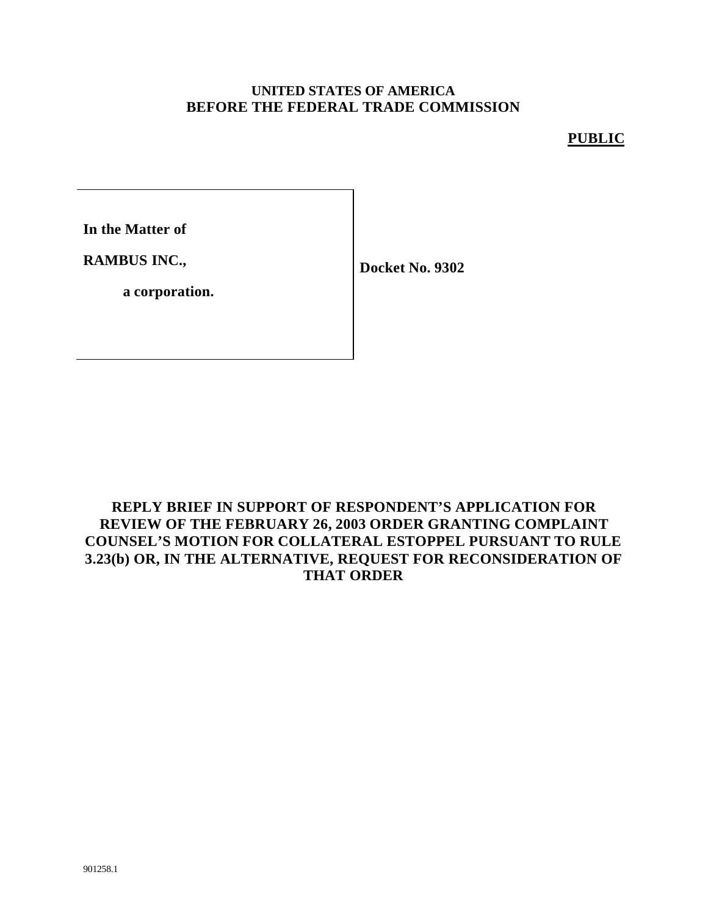**UNITED STATES OF AMERICA**
**BEFORE THE FEDERAL TRADE COMMISSION**

**PUBLIC**

| | |
|---|---|
| **In the Matter of**<br><br>**RAMBUS INC.,**<br><br>**a corporation.** | **Docket No. 9302** |

# REPLY BRIEF IN SUPPORT OF RESPONDENT'S APPLICATION FOR REVIEW OF THE FEBRUARY 26, 2003 ORDER GRANTING COMPLAINT COUNSEL'S MOTION FOR COLLATERAL ESTOPPEL PURSUANT TO RULE 3.23(b) OR, IN THE ALTERNATIVE, REQUEST FOR RECONSIDERATION OF THAT ORDER

901258.1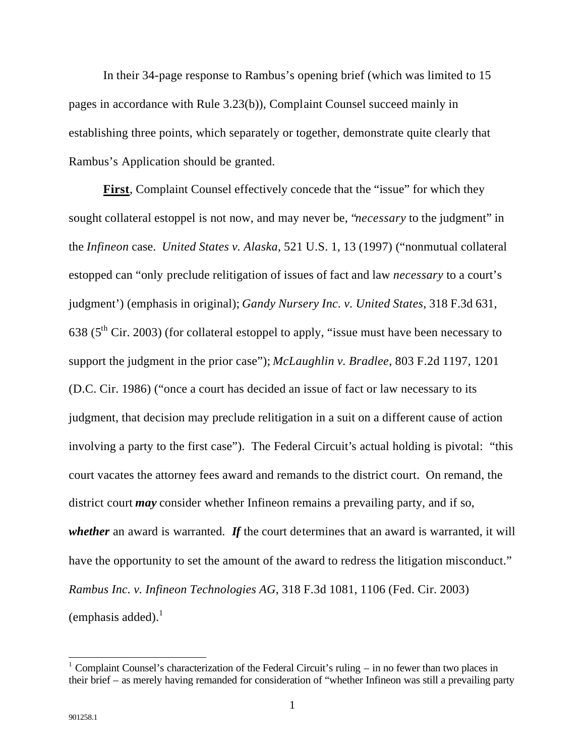In their 34-page response to Rambus's opening brief (which was limited to 15 pages in accordance with Rule 3.23(b)), Complaint Counsel succeed mainly in establishing three points, which separately or together, demonstrate quite clearly that Rambus's Application should be granted.

**First**, Complaint Counsel effectively concede that the "issue" for which they sought collateral estoppel is not now, and may never be, "*necessary* to the judgment" in the *Infineon* case. *United States v. Alaska*, 521 U.S. 1, 13 (1997) ("nonmutual collateral estopped can "only preclude relitigation of issues of fact and law *necessary* to a court's judgment') (emphasis in original); *Gandy Nursery Inc. v. United States*, 318 F.3d 631, 638 (5th Cir. 2003) (for collateral estoppel to apply, "issue must have been necessary to support the judgment in the prior case"); *McLaughlin v. Bradlee*, 803 F.2d 1197, 1201 (D.C. Cir. 1986) ("once a court has decided an issue of fact or law necessary to its judgment, that decision may preclude relitigation in a suit on a different cause of action involving a party to the first case"). The Federal Circuit's actual holding is pivotal: "this court vacates the attorney fees award and remands to the district court. On remand, the district court ***may*** consider whether Infineon remains a prevailing party, and if so, ***whether*** an award is warranted. ***If*** the court determines that an award is warranted, it will have the opportunity to set the amount of the award to redress the litigation misconduct." *Rambus Inc. v. Infineon Technologies AG*, 318 F.3d 1081, 1106 (Fed. Cir. 2003) (emphasis added).[1]

[1] Complaint Counsel's characterization of the Federal Circuit's ruling – in no fewer than two places in their brief – as merely having remanded for consideration of "whether Infineon was still a prevailing party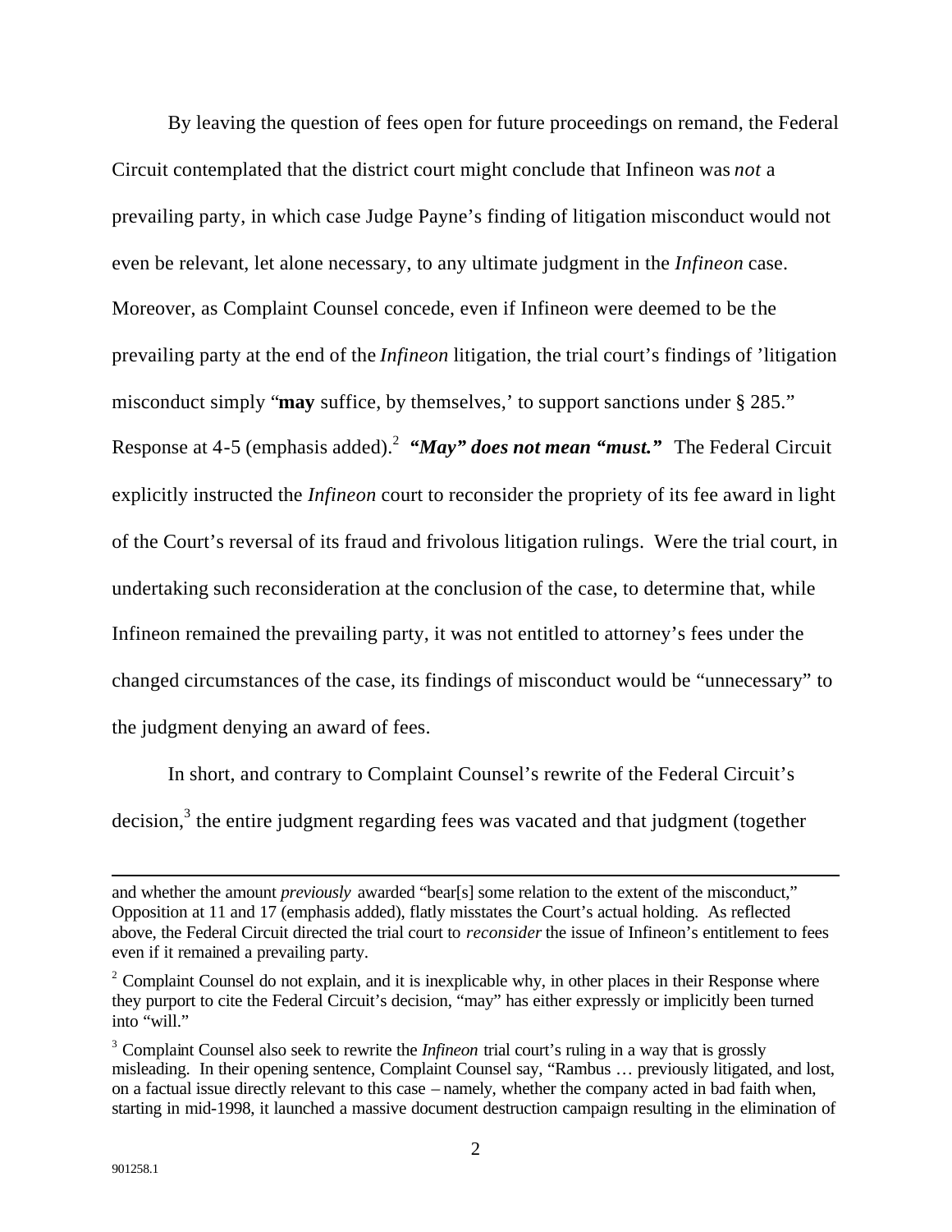By leaving the question of fees open for future proceedings on remand, the Federal Circuit contemplated that the district court might conclude that Infineon was *not* a prevailing party, in which case Judge Payne's finding of litigation misconduct would not even be relevant, let alone necessary, to any ultimate judgment in the *Infineon* case. Moreover, as Complaint Counsel concede, even if Infineon were deemed to be the prevailing party at the end of the *Infineon* litigation, the trial court's findings of 'litigation misconduct simply "**may** suffice, by themselves,' to support sanctions under § 285." Response at 4-5 (emphasis added).[2] ***"May" does not mean "must."*** The Federal Circuit explicitly instructed the *Infineon* court to reconsider the propriety of its fee award in light of the Court's reversal of its fraud and frivolous litigation rulings. Were the trial court, in undertaking such reconsideration at the conclusion of the case, to determine that, while Infineon remained the prevailing party, it was not entitled to attorney's fees under the changed circumstances of the case, its findings of misconduct would be "unnecessary" to the judgment denying an award of fees.

In short, and contrary to Complaint Counsel's rewrite of the Federal Circuit's decision,[3] the entire judgment regarding fees was vacated and that judgment (together

---

and whether the amount *previously* awarded "bear[s] some relation to the extent of the misconduct," Opposition at 11 and 17 (emphasis added), flatly misstates the Court's actual holding. As reflected above, the Federal Circuit directed the trial court to *reconsider* the issue of Infineon's entitlement to fees even if it remained a prevailing party.

[2] Complaint Counsel do not explain, and it is inexplicable why, in other places in their Response where they purport to cite the Federal Circuit's decision, "may" has either expressly or implicitly been turned into "will."

[3] Complaint Counsel also seek to rewrite the *Infineon* trial court's ruling in a way that is grossly misleading. In their opening sentence, Complaint Counsel say, "Rambus … previously litigated, and lost, on a factual issue directly relevant to this case – namely, whether the company acted in bad faith when, starting in mid-1998, it launched a massive document destruction campaign resulting in the elimination of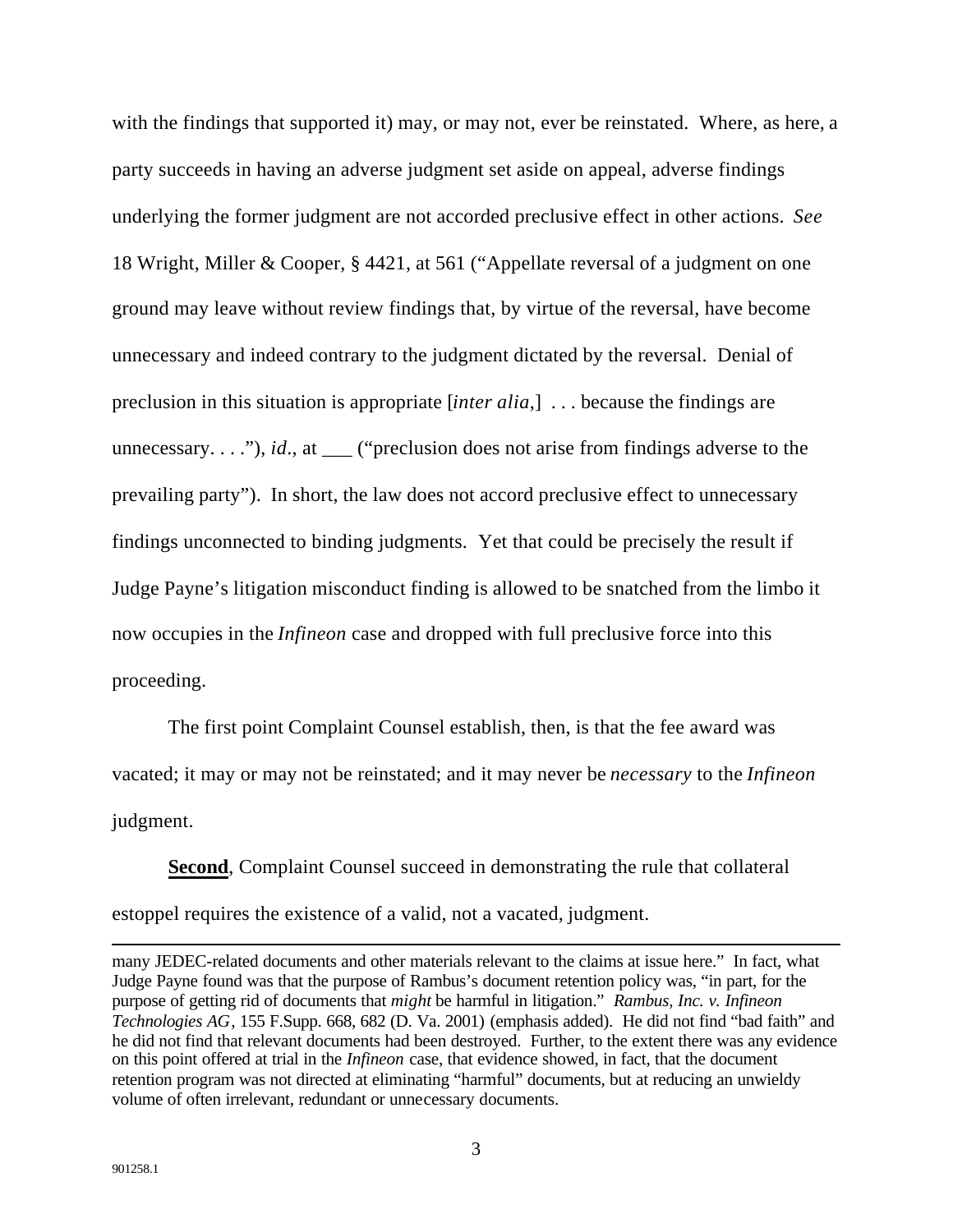with the findings that supported it) may, or may not, ever be reinstated. Where, as here, a party succeeds in having an adverse judgment set aside on appeal, adverse findings underlying the former judgment are not accorded preclusive effect in other actions. *See* 18 Wright, Miller & Cooper, § 4421, at 561 ("Appellate reversal of a judgment on one ground may leave without review findings that, by virtue of the reversal, have become unnecessary and indeed contrary to the judgment dictated by the reversal. Denial of preclusion in this situation is appropriate [*inter alia*,] . . . because the findings are unnecessary. . . ."), *id*., at ___ ("preclusion does not arise from findings adverse to the prevailing party"). In short, the law does not accord preclusive effect to unnecessary findings unconnected to binding judgments. Yet that could be precisely the result if Judge Payne's litigation misconduct finding is allowed to be snatched from the limbo it now occupies in the *Infineon* case and dropped with full preclusive force into this proceeding.

The first point Complaint Counsel establish, then, is that the fee award was vacated; it may or may not be reinstated; and it may never be *necessary* to the *Infineon* judgment.

**Second**, Complaint Counsel succeed in demonstrating the rule that collateral estoppel requires the existence of a valid, not a vacated, judgment.

---

many JEDEC-related documents and other materials relevant to the claims at issue here." In fact, what Judge Payne found was that the purpose of Rambus's document retention policy was, "in part, for the purpose of getting rid of documents that *might* be harmful in litigation." *Rambus, Inc. v. Infineon Technologies AG*, 155 F.Supp. 668, 682 (D. Va. 2001) (emphasis added). He did not find "bad faith" and he did not find that relevant documents had been destroyed. Further, to the extent there was any evidence on this point offered at trial in the *Infineon* case, that evidence showed, in fact, that the document retention program was not directed at eliminating "harmful" documents, but at reducing an unwieldy volume of often irrelevant, redundant or unnecessary documents.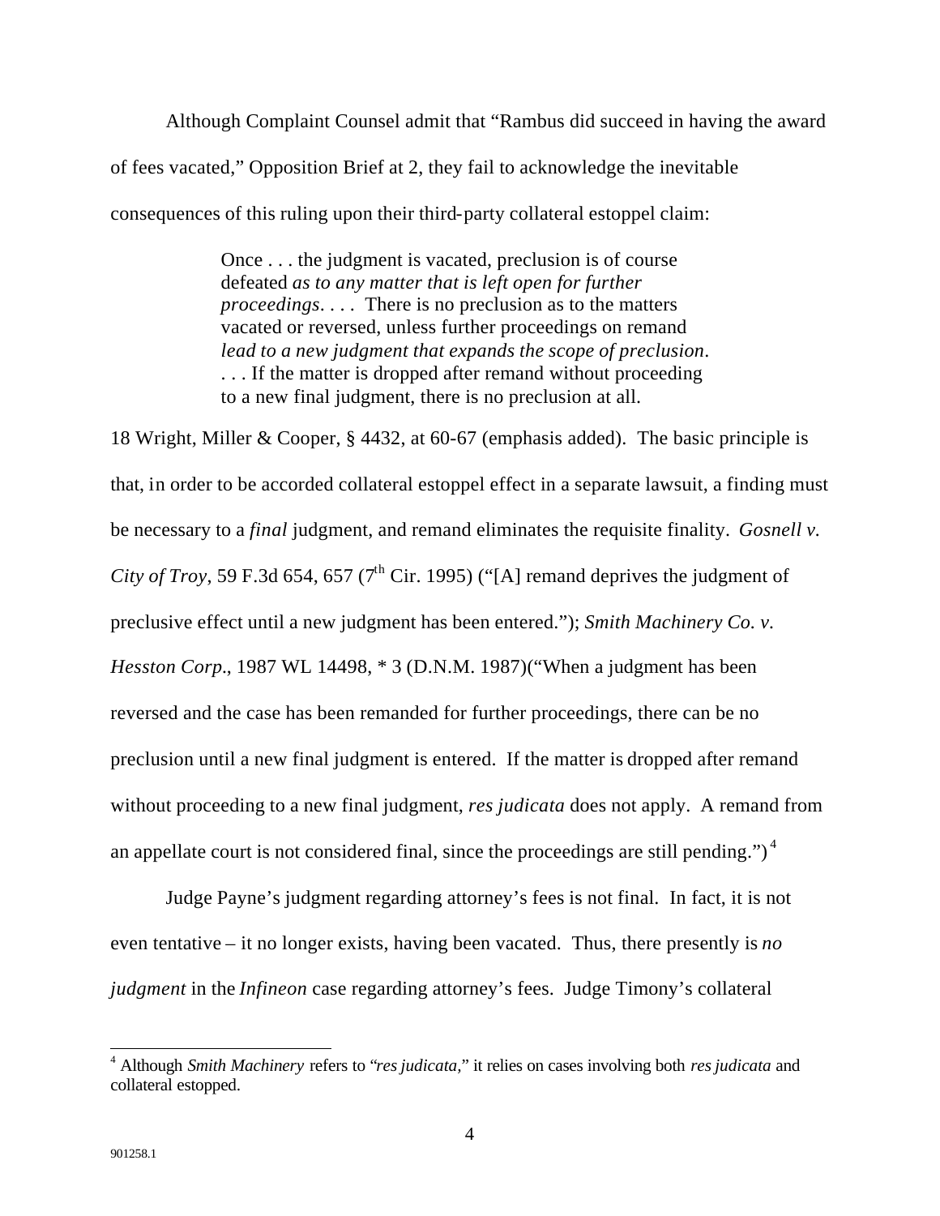Although Complaint Counsel admit that "Rambus did succeed in having the award of fees vacated," Opposition Brief at 2, they fail to acknowledge the inevitable consequences of this ruling upon their third-party collateral estoppel claim:

> Once . . . the judgment is vacated, preclusion is of course defeated *as to any matter that is left open for further proceedings*. . . . There is no preclusion as to the matters vacated or reversed, unless further proceedings on remand *lead to a new judgment that expands the scope of preclusion*. . . . If the matter is dropped after remand without proceeding to a new final judgment, there is no preclusion at all.

18 Wright, Miller & Cooper, § 4432, at 60-67 (emphasis added). The basic principle is that, in order to be accorded collateral estoppel effect in a separate lawsuit, a finding must be necessary to a *final* judgment, and remand eliminates the requisite finality. *Gosnell v. City of Troy*, 59 F.3d 654, 657 (7th Cir. 1995) ("[A] remand deprives the judgment of preclusive effect until a new judgment has been entered."); *Smith Machinery Co. v. Hesston Corp.*, 1987 WL 14498, * 3 (D.N.M. 1987)("When a judgment has been reversed and the case has been remanded for further proceedings, there can be no preclusion until a new final judgment is entered. If the matter is dropped after remand without proceeding to a new final judgment, *res judicata* does not apply. A remand from an appellate court is not considered final, since the proceedings are still pending.")[4]

Judge Payne's judgment regarding attorney's fees is not final. In fact, it is not even tentative – it no longer exists, having been vacated. Thus, there presently is *no judgment* in the *Infineon* case regarding attorney's fees. Judge Timony's collateral

[4] Although *Smith Machinery* refers to "*res judicata*," it relies on cases involving both *res judicata* and collateral estopped.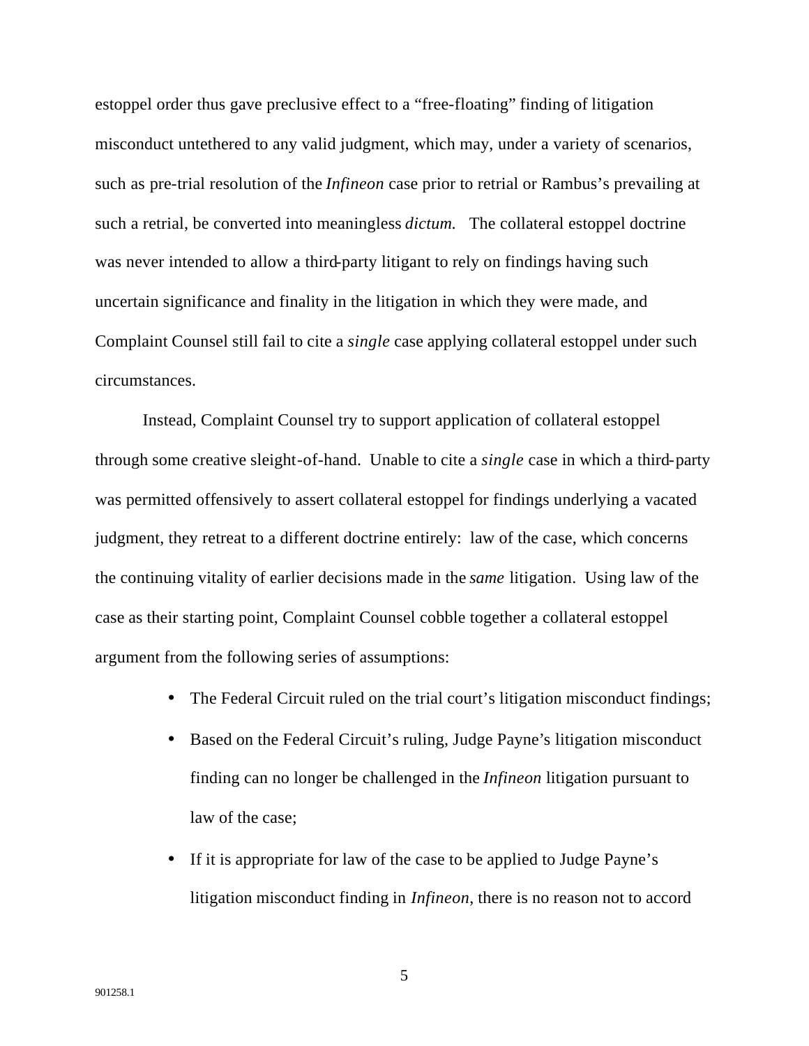estoppel order thus gave preclusive effect to a "free-floating" finding of litigation misconduct untethered to any valid judgment, which may, under a variety of scenarios, such as pre-trial resolution of the *Infineon* case prior to retrial or Rambus's prevailing at such a retrial, be converted into meaningless *dictum.* The collateral estoppel doctrine was never intended to allow a third-party litigant to rely on findings having such uncertain significance and finality in the litigation in which they were made, and Complaint Counsel still fail to cite a *single* case applying collateral estoppel under such circumstances.

Instead, Complaint Counsel try to support application of collateral estoppel through some creative sleight-of-hand. Unable to cite a *single* case in which a third-party was permitted offensively to assert collateral estoppel for findings underlying a vacated judgment, they retreat to a different doctrine entirely: law of the case, which concerns the continuing vitality of earlier decisions made in the *same* litigation. Using law of the case as their starting point, Complaint Counsel cobble together a collateral estoppel argument from the following series of assumptions:

- The Federal Circuit ruled on the trial court's litigation misconduct findings;
- Based on the Federal Circuit's ruling, Judge Payne's litigation misconduct finding can no longer be challenged in the *Infineon* litigation pursuant to law of the case;
- If it is appropriate for law of the case to be applied to Judge Payne's litigation misconduct finding in *Infineon*, there is no reason not to accord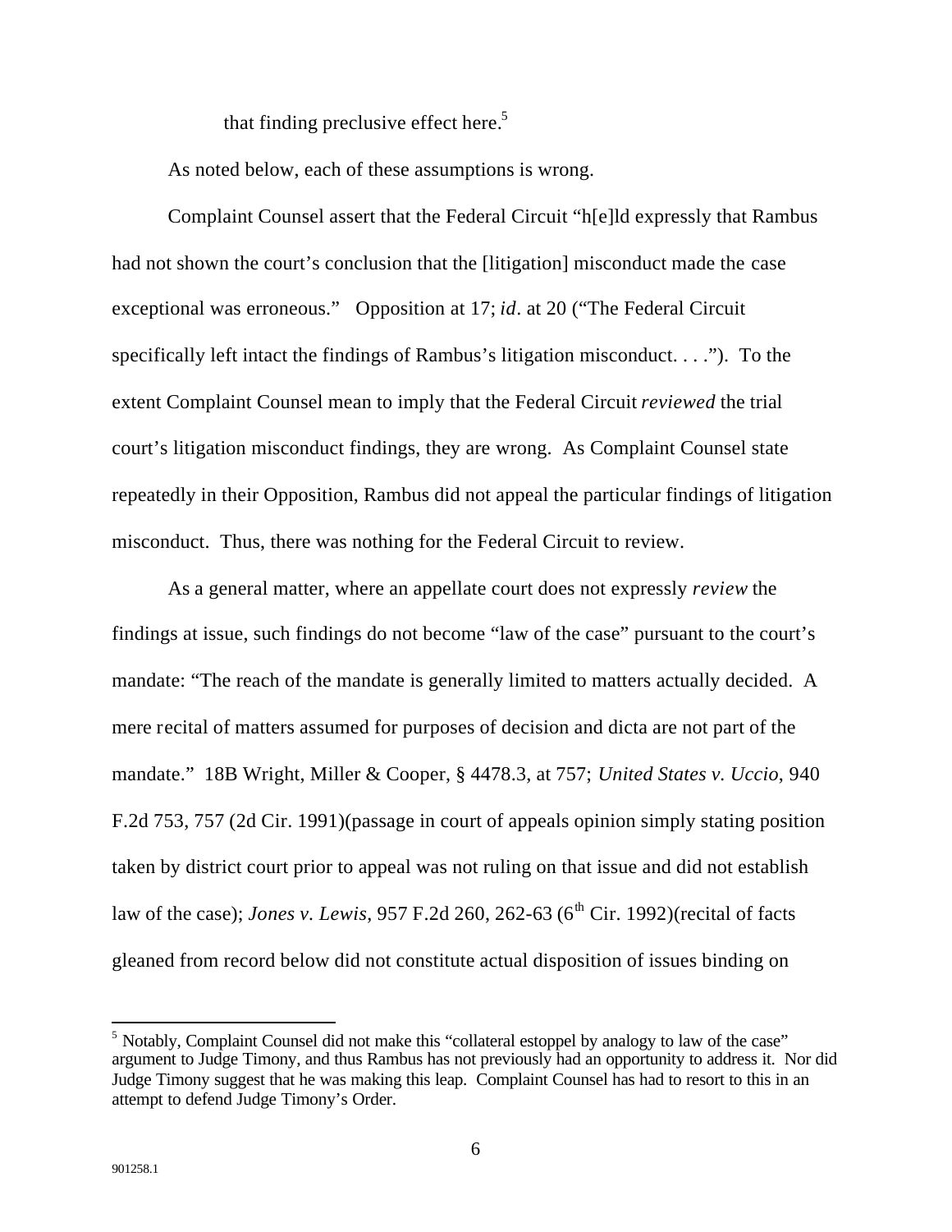that finding preclusive effect here.[5]

As noted below, each of these assumptions is wrong.

Complaint Counsel assert that the Federal Circuit "h[e]ld expressly that Rambus had not shown the court's conclusion that the [litigation] misconduct made the case exceptional was erroneous." Opposition at 17; *id*. at 20 ("The Federal Circuit specifically left intact the findings of Rambus's litigation misconduct. . . ."). To the extent Complaint Counsel mean to imply that the Federal Circuit *reviewed* the trial court's litigation misconduct findings, they are wrong. As Complaint Counsel state repeatedly in their Opposition, Rambus did not appeal the particular findings of litigation misconduct. Thus, there was nothing for the Federal Circuit to review.

As a general matter, where an appellate court does not expressly *review* the findings at issue, such findings do not become "law of the case" pursuant to the court's mandate: "The reach of the mandate is generally limited to matters actually decided. A mere recital of matters assumed for purposes of decision and dicta are not part of the mandate." 18B Wright, Miller & Cooper, § 4478.3, at 757; *United States v. Uccio*, 940 F.2d 753, 757 (2d Cir. 1991)(passage in court of appeals opinion simply stating position taken by district court prior to appeal was not ruling on that issue and did not establish law of the case); *Jones v. Lewis*, 957 F.2d 260, 262-63 (6th Cir. 1992)(recital of facts gleaned from record below did not constitute actual disposition of issues binding on

[5] Notably, Complaint Counsel did not make this "collateral estoppel by analogy to law of the case" argument to Judge Timony, and thus Rambus has not previously had an opportunity to address it. Nor did Judge Timony suggest that he was making this leap. Complaint Counsel has had to resort to this in an attempt to defend Judge Timony's Order.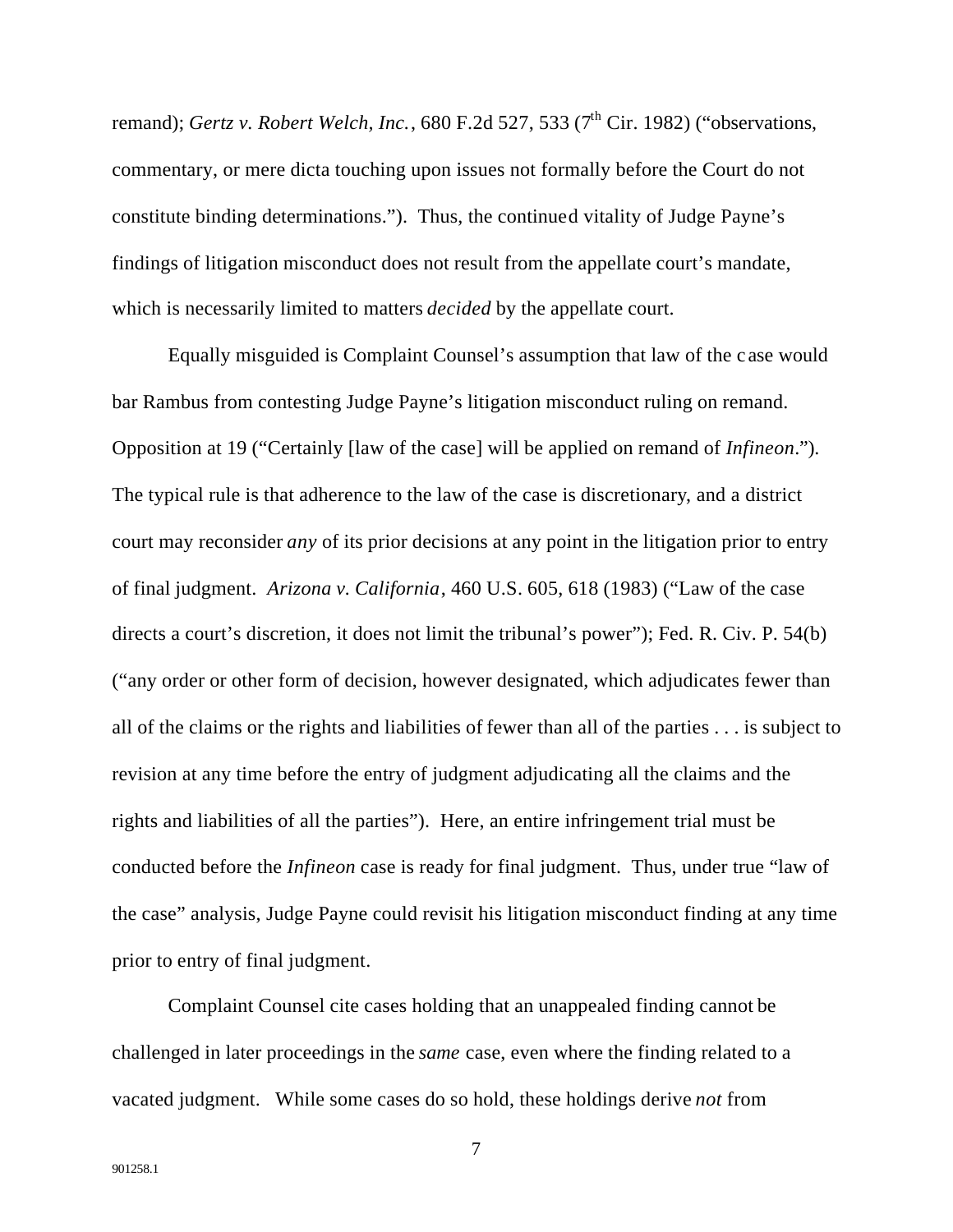remand); *Gertz v. Robert Welch, Inc.*, 680 F.2d 527, 533 (7th Cir. 1982) ("observations, commentary, or mere dicta touching upon issues not formally before the Court do not constitute binding determinations."). Thus, the continued vitality of Judge Payne's findings of litigation misconduct does not result from the appellate court's mandate, which is necessarily limited to matters *decided* by the appellate court.

Equally misguided is Complaint Counsel's assumption that law of the case would bar Rambus from contesting Judge Payne's litigation misconduct ruling on remand. Opposition at 19 ("Certainly [law of the case] will be applied on remand of *Infineon*."). The typical rule is that adherence to the law of the case is discretionary, and a district court may reconsider *any* of its prior decisions at any point in the litigation prior to entry of final judgment. *Arizona v. California*, 460 U.S. 605, 618 (1983) ("Law of the case directs a court's discretion, it does not limit the tribunal's power"); Fed. R. Civ. P. 54(b) ("any order or other form of decision, however designated, which adjudicates fewer than all of the claims or the rights and liabilities of fewer than all of the parties . . . is subject to revision at any time before the entry of judgment adjudicating all the claims and the rights and liabilities of all the parties"). Here, an entire infringement trial must be conducted before the *Infineon* case is ready for final judgment. Thus, under true "law of the case" analysis, Judge Payne could revisit his litigation misconduct finding at any time prior to entry of final judgment.

Complaint Counsel cite cases holding that an unappealed finding cannot be challenged in later proceedings in the *same* case, even where the finding related to a vacated judgment. While some cases do so hold, these holdings derive *not* from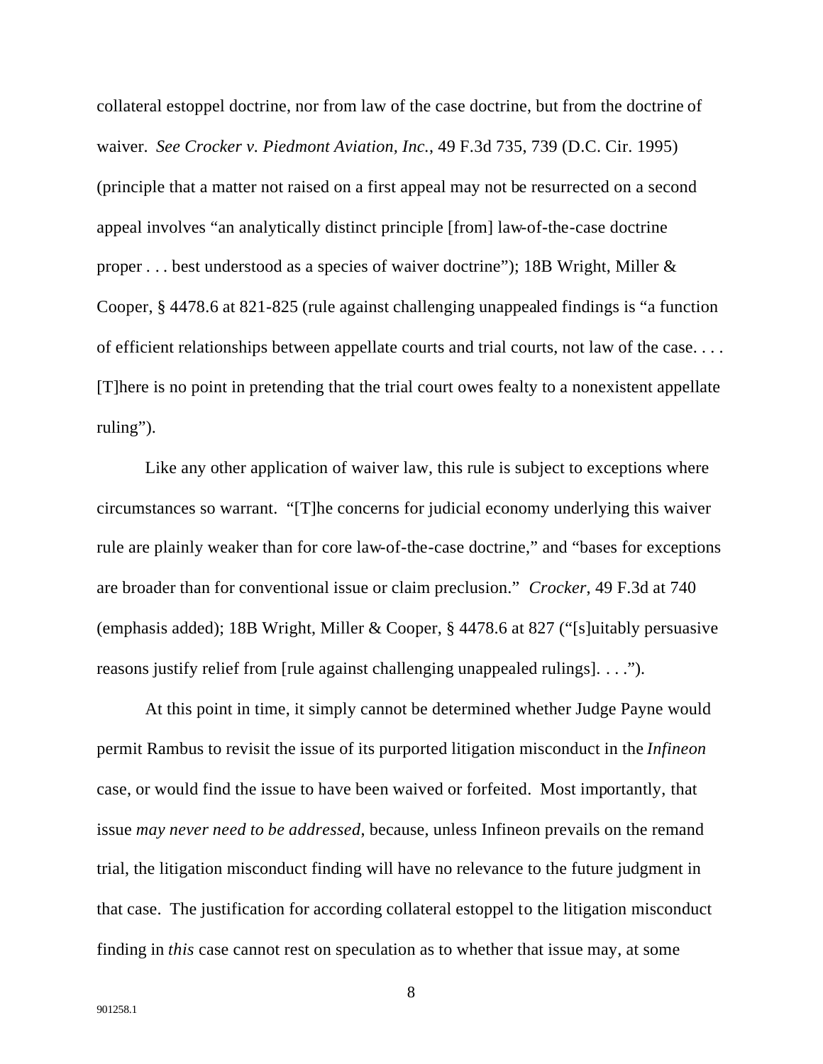collateral estoppel doctrine, nor from law of the case doctrine, but from the doctrine of waiver. *See Crocker v. Piedmont Aviation, Inc.*, 49 F.3d 735, 739 (D.C. Cir. 1995) (principle that a matter not raised on a first appeal may not be resurrected on a second appeal involves "an analytically distinct principle [from] law-of-the-case doctrine proper . . . best understood as a species of waiver doctrine"); 18B Wright, Miller & Cooper, § 4478.6 at 821-825 (rule against challenging unappealed findings is "a function of efficient relationships between appellate courts and trial courts, not law of the case. . . . [T]here is no point in pretending that the trial court owes fealty to a nonexistent appellate ruling").

Like any other application of waiver law, this rule is subject to exceptions where circumstances so warrant. "[T]he concerns for judicial economy underlying this waiver rule are plainly weaker than for core law-of-the-case doctrine," and "bases for exceptions are broader than for conventional issue or claim preclusion." *Crocker*, 49 F.3d at 740 (emphasis added); 18B Wright, Miller & Cooper, § 4478.6 at 827 ("[s]uitably persuasive reasons justify relief from [rule against challenging unappealed rulings]. . . .").

At this point in time, it simply cannot be determined whether Judge Payne would permit Rambus to revisit the issue of its purported litigation misconduct in the *Infineon* case, or would find the issue to have been waived or forfeited. Most importantly, that issue *may never need to be addressed*, because, unless Infineon prevails on the remand trial, the litigation misconduct finding will have no relevance to the future judgment in that case. The justification for according collateral estoppel to the litigation misconduct finding in *this* case cannot rest on speculation as to whether that issue may, at some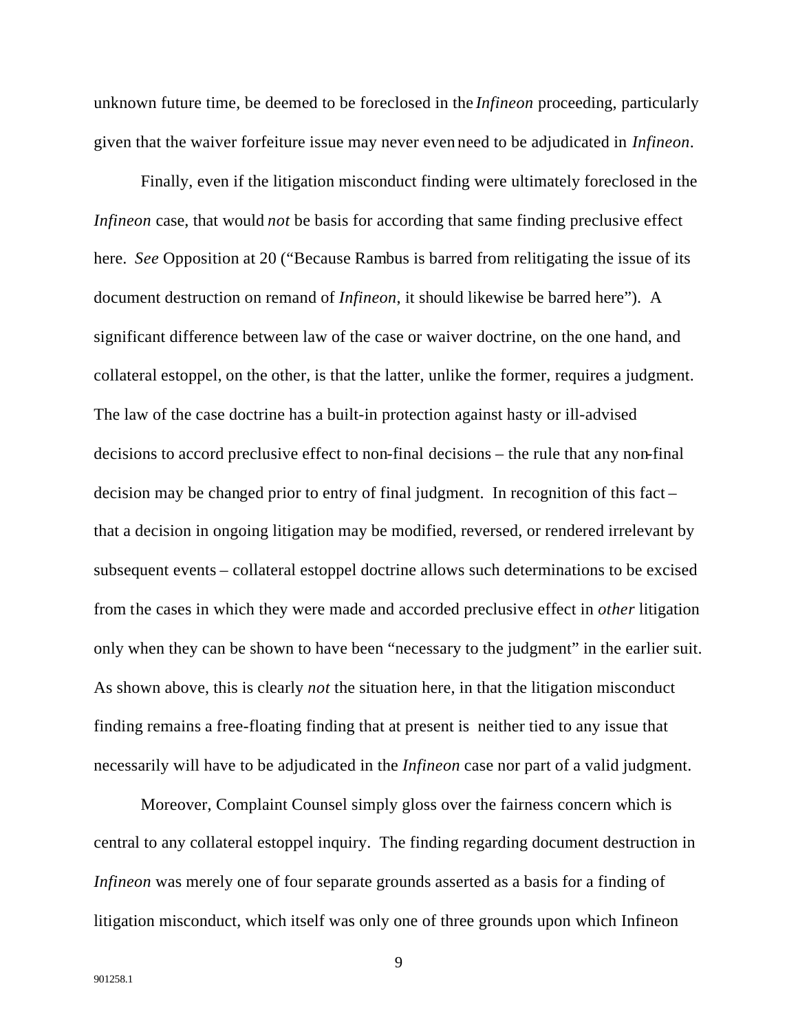unknown future time, be deemed to be foreclosed in the *Infineon* proceeding, particularly given that the waiver forfeiture issue may never even need to be adjudicated in *Infineon*.

Finally, even if the litigation misconduct finding were ultimately foreclosed in the *Infineon* case, that would *not* be basis for according that same finding preclusive effect here. *See* Opposition at 20 ("Because Rambus is barred from relitigating the issue of its document destruction on remand of *Infineon*, it should likewise be barred here"). A significant difference between law of the case or waiver doctrine, on the one hand, and collateral estoppel, on the other, is that the latter, unlike the former, requires a judgment. The law of the case doctrine has a built-in protection against hasty or ill-advised decisions to accord preclusive effect to non-final decisions – the rule that any non-final decision may be changed prior to entry of final judgment. In recognition of this fact – that a decision in ongoing litigation may be modified, reversed, or rendered irrelevant by subsequent events – collateral estoppel doctrine allows such determinations to be excised from the cases in which they were made and accorded preclusive effect in *other* litigation only when they can be shown to have been "necessary to the judgment" in the earlier suit. As shown above, this is clearly *not* the situation here, in that the litigation misconduct finding remains a free-floating finding that at present is neither tied to any issue that necessarily will have to be adjudicated in the *Infineon* case nor part of a valid judgment.

Moreover, Complaint Counsel simply gloss over the fairness concern which is central to any collateral estoppel inquiry. The finding regarding document destruction in *Infineon* was merely one of four separate grounds asserted as a basis for a finding of litigation misconduct, which itself was only one of three grounds upon which Infineon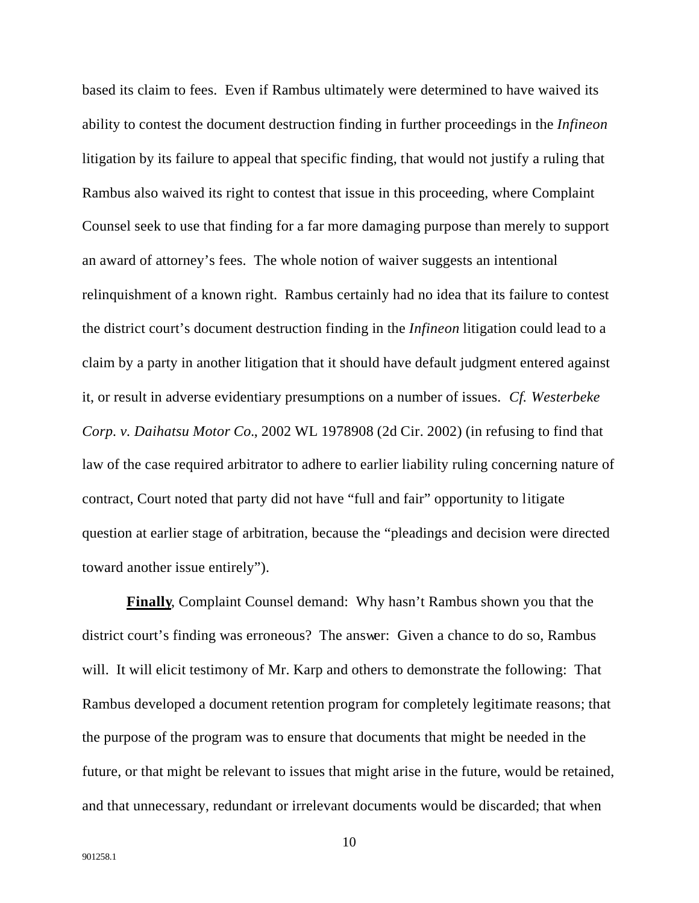based its claim to fees. Even if Rambus ultimately were determined to have waived its ability to contest the document destruction finding in further proceedings in the *Infineon* litigation by its failure to appeal that specific finding, that would not justify a ruling that Rambus also waived its right to contest that issue in this proceeding, where Complaint Counsel seek to use that finding for a far more damaging purpose than merely to support an award of attorney's fees. The whole notion of waiver suggests an intentional relinquishment of a known right. Rambus certainly had no idea that its failure to contest the district court's document destruction finding in the *Infineon* litigation could lead to a claim by a party in another litigation that it should have default judgment entered against it, or result in adverse evidentiary presumptions on a number of issues. *Cf. Westerbeke Corp. v. Daihatsu Motor Co.*, 2002 WL 1978908 (2d Cir. 2002) (in refusing to find that law of the case required arbitrator to adhere to earlier liability ruling concerning nature of contract, Court noted that party did not have "full and fair" opportunity to litigate question at earlier stage of arbitration, because the "pleadings and decision were directed toward another issue entirely").

**Finally**, Complaint Counsel demand: Why hasn't Rambus shown you that the district court's finding was erroneous? The answer: Given a chance to do so, Rambus will. It will elicit testimony of Mr. Karp and others to demonstrate the following: That Rambus developed a document retention program for completely legitimate reasons; that the purpose of the program was to ensure that documents that might be needed in the future, or that might be relevant to issues that might arise in the future, would be retained, and that unnecessary, redundant or irrelevant documents would be discarded; that when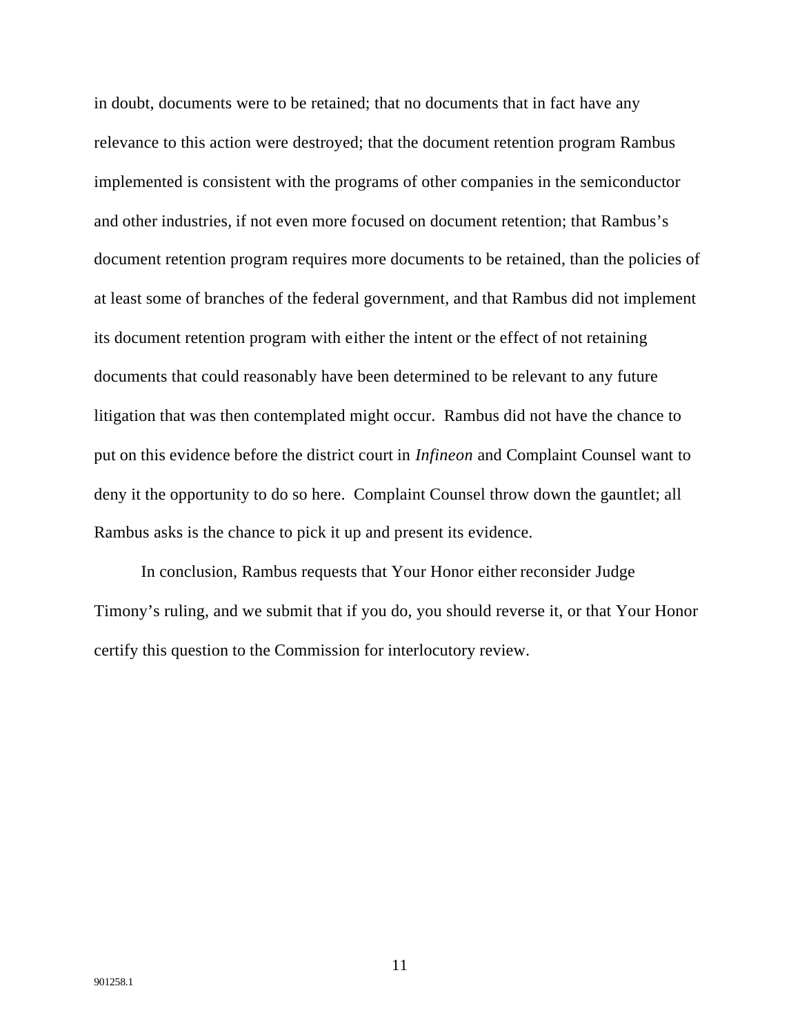in doubt, documents were to be retained; that no documents that in fact have any relevance to this action were destroyed; that the document retention program Rambus implemented is consistent with the programs of other companies in the semiconductor and other industries, if not even more focused on document retention; that Rambus's document retention program requires more documents to be retained, than the policies of at least some of branches of the federal government, and that Rambus did not implement its document retention program with either the intent or the effect of not retaining documents that could reasonably have been determined to be relevant to any future litigation that was then contemplated might occur. Rambus did not have the chance to put on this evidence before the district court in *Infineon* and Complaint Counsel want to deny it the opportunity to do so here. Complaint Counsel throw down the gauntlet; all Rambus asks is the chance to pick it up and present its evidence.

In conclusion, Rambus requests that Your Honor either reconsider Judge Timony's ruling, and we submit that if you do, you should reverse it, or that Your Honor certify this question to the Commission for interlocutory review.

901258.1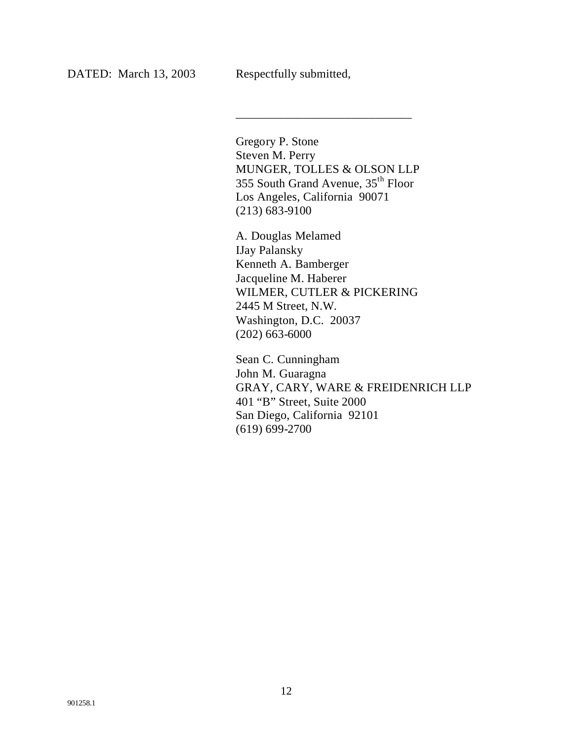DATED: March 13, 2003 Respectfully submitted,

\_\_\_\_\_\_\_\_\_\_\_\_\_\_\_\_\_\_\_\_\_\_\_\_\_\_\_\_\_\_

Gregory P. Stone
Steven M. Perry
MUNGER, TOLLES & OLSON LLP
355 South Grand Avenue, 35th Floor
Los Angeles, California 90071
(213) 683-9100

A. Douglas Melamed
IJay Palansky
Kenneth A. Bamberger
Jacqueline M. Haberer
WILMER, CUTLER & PICKERING
2445 M Street, N.W.
Washington, D.C. 20037
(202) 663-6000

Sean C. Cunningham
John M. Guaragna
GRAY, CARY, WARE & FREIDENRICH LLP
401 "B" Street, Suite 2000
San Diego, California 92101
(619) 699-2700

901258.1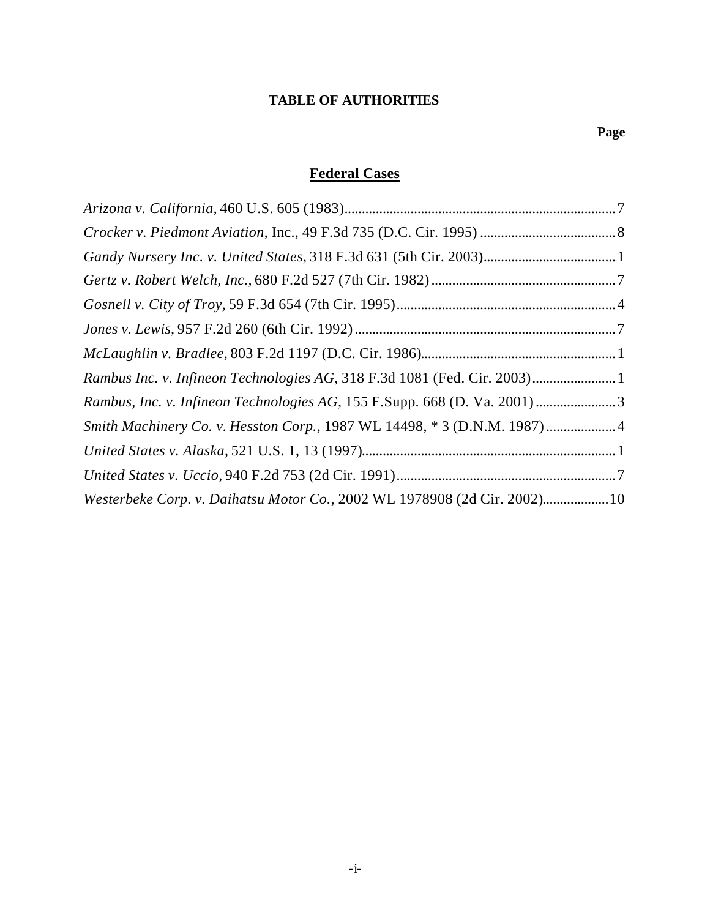# TABLE OF AUTHORITIES

**Page**

## Federal Cases

*Arizona v. California*, 460 U.S. 605 (1983)....................................................................................7

*Crocker v. Piedmont Aviation*, Inc., 49 F.3d 735 (D.C. Cir. 1995) .......................................8

*Gandy Nursery Inc. v. United States*, 318 F.3d 631 (5th Cir. 2003).......................................1

*Gertz v. Robert Welch, Inc.*, 680 F.2d 527 (7th Cir. 1982).....................................................7

*Gosnell v. City of Troy*, 59 F.3d 654 (7th Cir. 1995)...............................................................4

*Jones v. Lewis*, 957 F.2d 260 (6th Cir. 1992)..........................................................................7

*McLaughlin v. Bradlee*, 803 F.2d 1197 (D.C. Cir. 1986).......................................................1

*Rambus Inc. v. Infineon Technologies AG*, 318 F.3d 1081 (Fed. Cir. 2003)........................1

*Rambus, Inc. v. Infineon Technologies AG*, 155 F.Supp. 668 (D. Va. 2001).......................3

*Smith Machinery Co. v. Hesston Corp.*, 1987 WL 14498, * 3 (D.N.M. 1987)....................4

*United States v. Alaska*, 521 U.S. 1, 13 (1997).......................................................................1

*United States v. Uccio*, 940 F.2d 753 (2d Cir. 1991)...............................................................7

*Westerbeke Corp. v. Daihatsu Motor Co.*, 2002 WL 1978908 (2d Cir. 2002)..................10